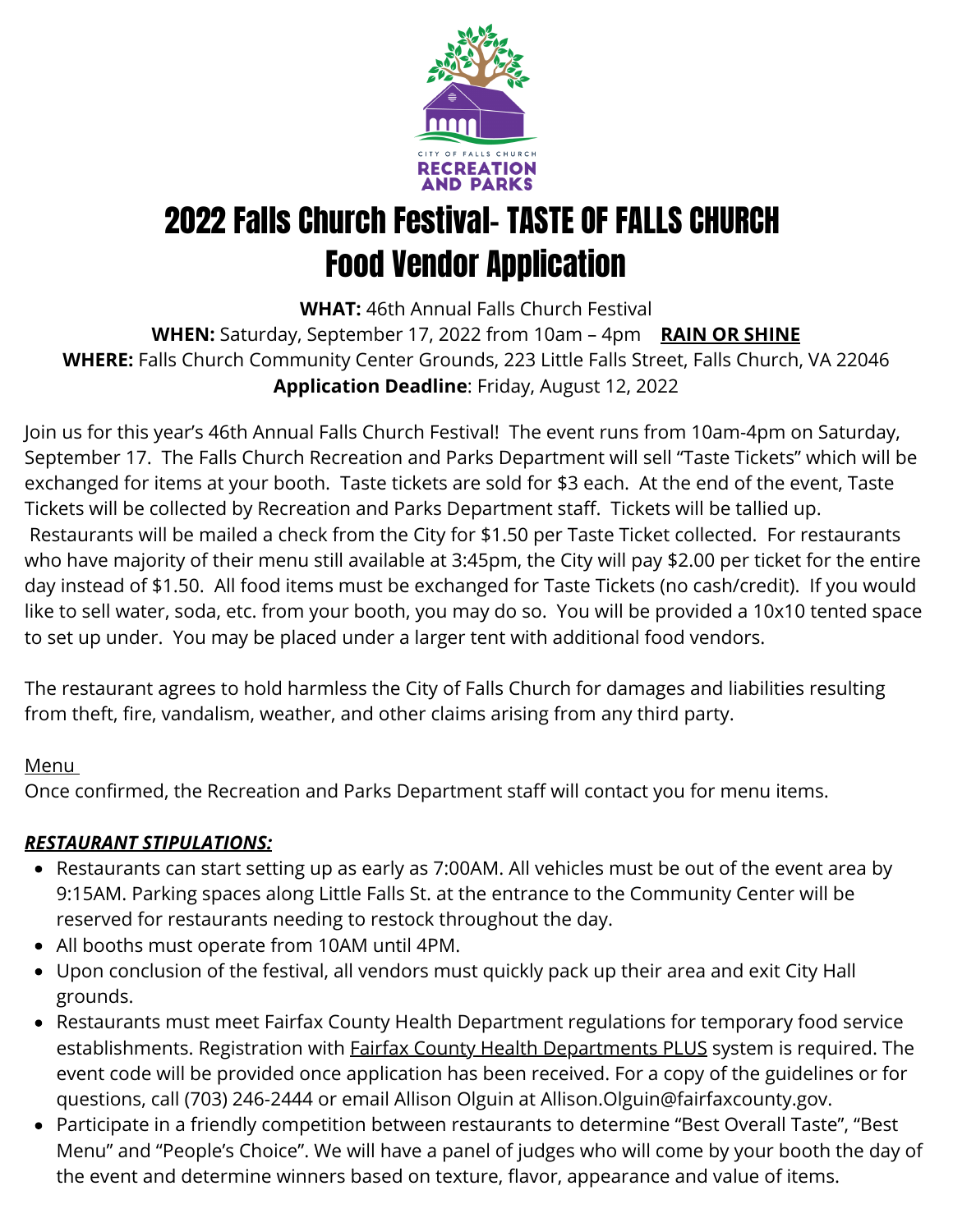# 2022 Falls Church Festival- TASTE OF FALLS CHURCH Food Vendor Application

**WHAT:** 46th Annual Falls Church Festival
**WHEN:** Saturday, September 17, 2022 from 10am – 4pm **RAIN OR SHINE**
**WHERE:** Falls Church Community Center Grounds, 223 Little Falls Street, Falls Church, VA 22046
**Application Deadline**: Friday, August 12, 2022

Join us for this year's 46th Annual Falls Church Festival! The event runs from 10am-4pm on Saturday, September 17. The Falls Church Recreation and Parks Department will sell "Taste Tickets" which will be exchanged for items at your booth. Taste tickets are sold for $3 each. At the end of the event, Taste Tickets will be collected by Recreation and Parks Department staff. Tickets will be tallied up. Restaurants will be mailed a check from the City for $1.50 per Taste Ticket collected. For restaurants who have majority of their menu still available at 3:45pm, the City will pay $2.00 per ticket for the entire day instead of $1.50. All food items must be exchanged for Taste Tickets (no cash/credit). If you would like to sell water, soda, etc. from your booth, you may do so. You will be provided a 10x10 tented space to set up under. You may be placed under a larger tent with additional food vendors.

The restaurant agrees to hold harmless the City of Falls Church for damages and liabilities resulting from theft, fire, vandalism, weather, and other claims arising from any third party.

Menu

Once confirmed, the Recreation and Parks Department staff will contact you for menu items.

***RESTAURANT STIPULATIONS:***

- Restaurants can start setting up as early as 7:00AM. All vehicles must be out of the event area by 9:15AM. Parking spaces along Little Falls St. at the entrance to the Community Center will be reserved for restaurants needing to restock throughout the day.
- All booths must operate from 10AM until 4PM.
- Upon conclusion of the festival, all vendors must quickly pack up their area and exit City Hall grounds.
- Restaurants must meet Fairfax County Health Department regulations for temporary food service establishments. Registration with Fairfax County Health Departments PLUS system is required. The event code will be provided once application has been received. For a copy of the guidelines or for questions, call (703) 246-2444 or email Allison Olguin at Allison.Olguin@fairfaxcounty.gov.
- Participate in a friendly competition between restaurants to determine "Best Overall Taste", "Best Menu" and "People's Choice". We will have a panel of judges who will come by your booth the day of the event and determine winners based on texture, flavor, appearance and value of items.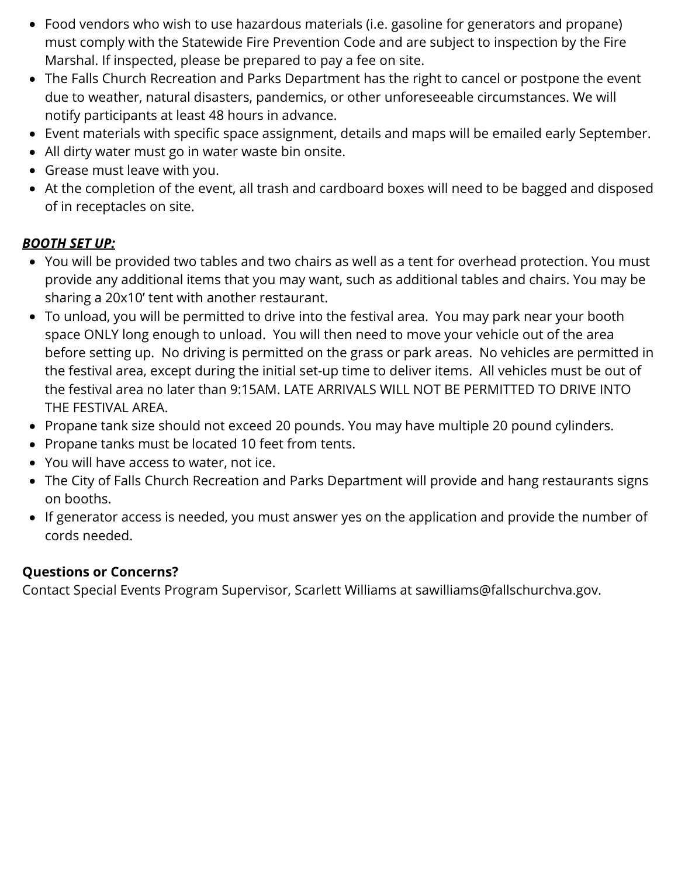- Food vendors who wish to use hazardous materials (i.e. gasoline for generators and propane) must comply with the Statewide Fire Prevention Code and are subject to inspection by the Fire Marshal. If inspected, please be prepared to pay a fee on site.
- The Falls Church Recreation and Parks Department has the right to cancel or postpone the event due to weather, natural disasters, pandemics, or other unforeseeable circumstances. We will notify participants at least 48 hours in advance.
- Event materials with specific space assignment, details and maps will be emailed early September.
- All dirty water must go in water waste bin onsite.
- Grease must leave with you.
- At the completion of the event, all trash and cardboard boxes will need to be bagged and disposed of in receptacles on site.

***BOOTH SET UP:***

- You will be provided two tables and two chairs as well as a tent for overhead protection. You must provide any additional items that you may want, such as additional tables and chairs. You may be sharing a 20x10' tent with another restaurant.
- To unload, you will be permitted to drive into the festival area. You may park near your booth space ONLY long enough to unload. You will then need to move your vehicle out of the area before setting up. No driving is permitted on the grass or park areas. No vehicles are permitted in the festival area, except during the initial set-up time to deliver items. All vehicles must be out of the festival area no later than 9:15AM. LATE ARRIVALS WILL NOT BE PERMITTED TO DRIVE INTO THE FESTIVAL AREA.
- Propane tank size should not exceed 20 pounds. You may have multiple 20 pound cylinders.
- Propane tanks must be located 10 feet from tents.
- You will have access to water, not ice.
- The City of Falls Church Recreation and Parks Department will provide and hang restaurants signs on booths.
- If generator access is needed, you must answer yes on the application and provide the number of cords needed.

**Questions or Concerns?**

Contact Special Events Program Supervisor, Scarlett Williams at sawilliams@fallschurchva.gov.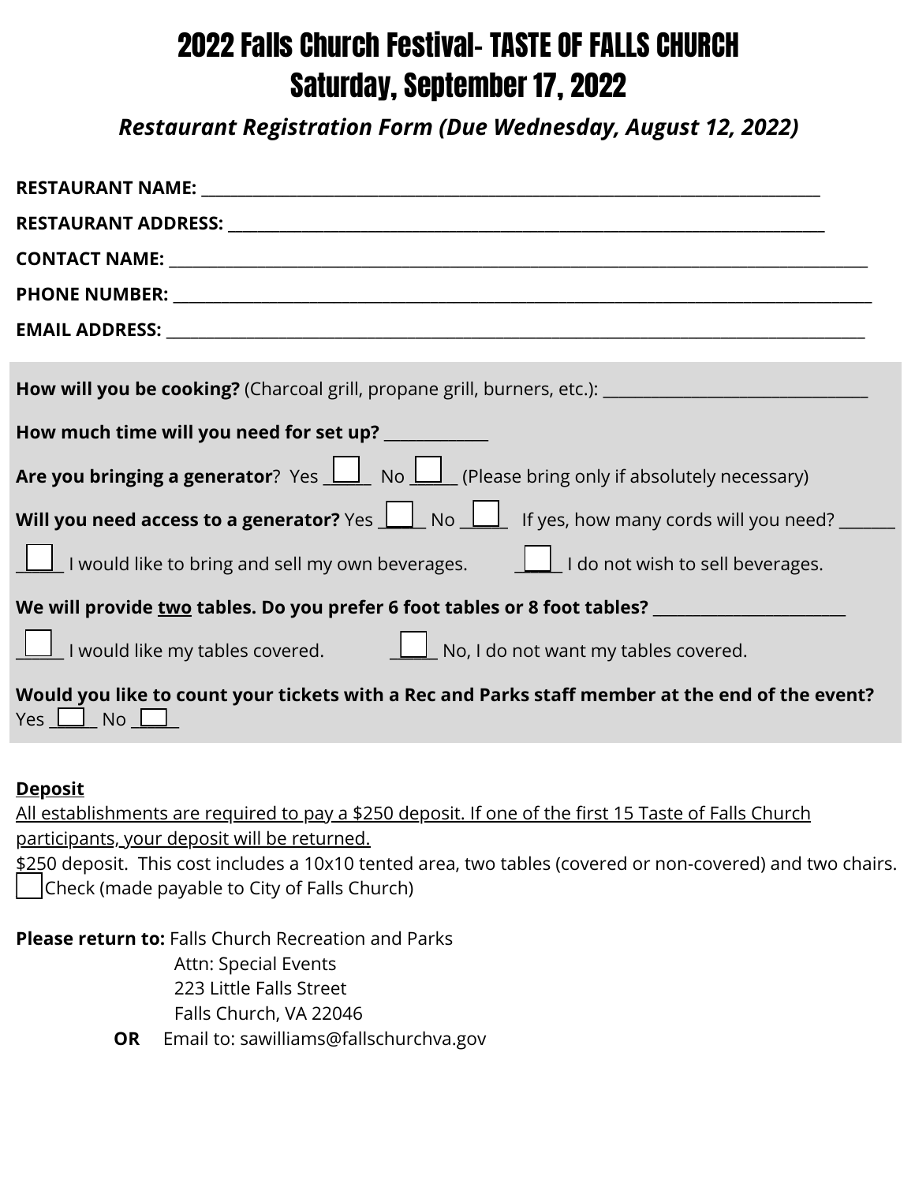# 2022 Falls Church Festival- TASTE OF FALLS CHURCH
# Saturday, September 17, 2022

***Restaurant Registration Form (Due Wednesday, August 12, 2022)***

**RESTAURANT NAME:** ____________________________________________________________________

**RESTAURANT ADDRESS:** _________________________________________________________________

**CONTACT NAME:** _______________________________________________________________________

**PHONE NUMBER:** _______________________________________________________________________

**EMAIL ADDRESS:** ______________________________________________________________________

**How will you be cooking?** (Charcoal grill, propane grill, burners, etc.): _____________________________

**How much time will you need for set up?** ____________

**Are you bringing a generator**? Yes ☐ No ☐ (Please bring only if absolutely necessary)

**Will you need access to a generator?** Yes ☐ No ☐ If yes, how many cords will you need? _______

☐ I would like to bring and sell my own beverages. ☐ I do not wish to sell beverages.

**We will provide <u>two</u> tables. Do you prefer 6 foot tables or 8 foot tables?** _______________________

☐ I would like my tables covered. ☐ No, I do not want my tables covered.

**Would you like to count your tickets with a Rec and Parks staff member at the end of the event?**
Yes ☐ No ☐

**<u>Deposit</u>**

<u>All establishments are required to pay a $250 deposit. If one of the first 15 Taste of Falls Church participants, your deposit will be returned.</u>

$250 deposit. This cost includes a 10x10 tented area, two tables (covered or non-covered) and two chairs.

☐ Check (made payable to City of Falls Church)

**Please return to:** Falls Church Recreation and Parks
Attn: Special Events
223 Little Falls Street
Falls Church, VA 22046

**OR** Email to: sawilliams@fallschurchva.gov